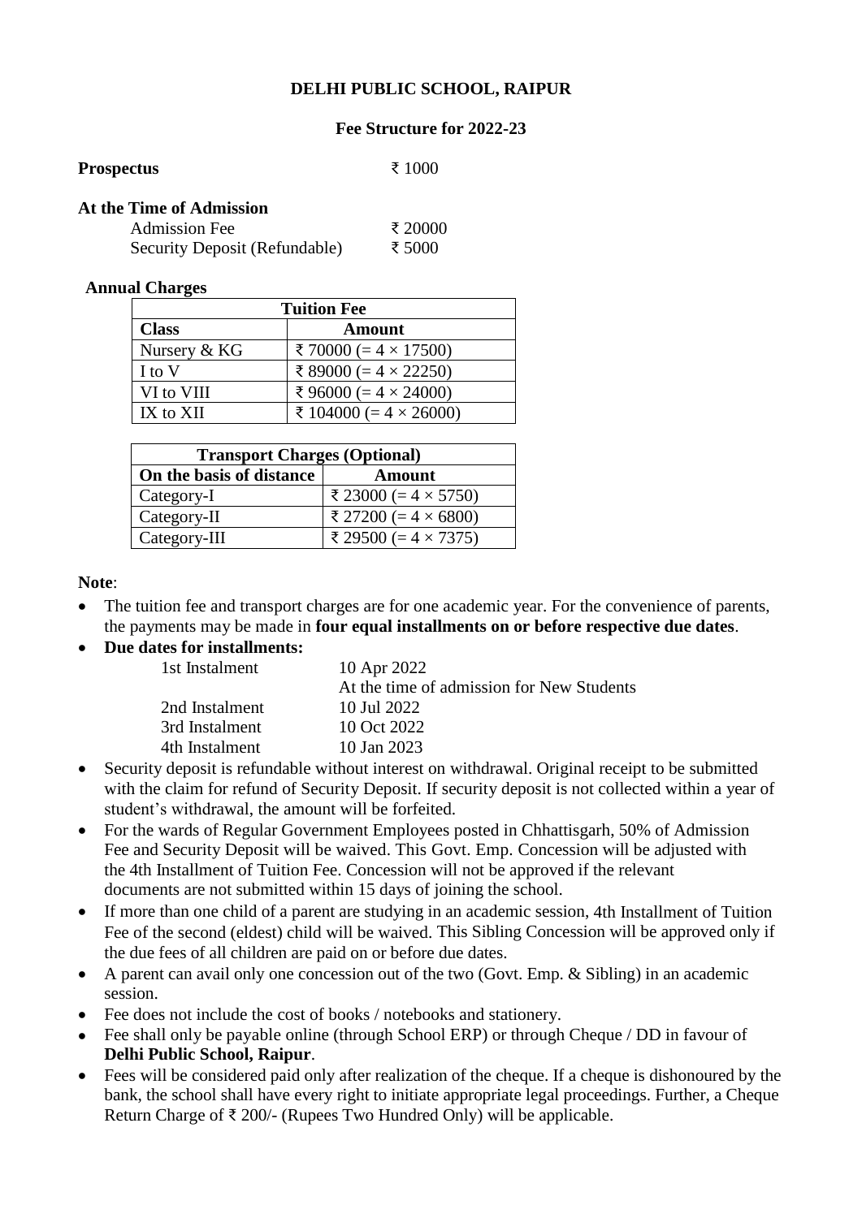# DELHI PUBLIC SCHOOL, RAIPUR

## Fee Structure for 2022-23

**Prospectus** ₹ 1000

**At the Time of Admission**

| | |
|---|---|
| Admission Fee | ₹ 20000 |
| Security Deposit (Refundable) | ₹ 5000 |

**Annual Charges**

| Tuition Fee | |
|---|---|
| **Class** | **Amount** |
| Nursery & KG | ₹ 70000 (= 4 × 17500) |
| I to V | ₹ 89000 (= 4 × 22250) |
| VI to VIII | ₹ 96000 (= 4 × 24000) |
| IX to XII | ₹ 104000 (= 4 × 26000) |

| Transport Charges (Optional) | |
|---|---|
| **On the basis of distance** | **Amount** |
| Category-I | ₹ 23000 (= 4 × 5750) |
| Category-II | ₹ 27200 (= 4 × 6800) |
| Category-III | ₹ 29500 (= 4 × 7375) |

**Note**:

- The tuition fee and transport charges are for one academic year. For the convenience of parents, the payments may be made in **four equal installments on or before respective due dates**.
- **Due dates for installments:**

| | |
|---|---|
| 1st Instalment | 10 Apr 2022 |
| | At the time of admission for New Students |
| 2nd Instalment | 10 Jul 2022 |
| 3rd Instalment | 10 Oct 2022 |
| 4th Instalment | 10 Jan 2023 |

- Security deposit is refundable without interest on withdrawal. Original receipt to be submitted with the claim for refund of Security Deposit. If security deposit is not collected within a year of student's withdrawal, the amount will be forfeited.
- For the wards of Regular Government Employees posted in Chhattisgarh, 50% of Admission Fee and Security Deposit will be waived. This Govt. Emp. Concession will be adjusted with the 4th Installment of Tuition Fee. Concession will not be approved if the relevant documents are not submitted within 15 days of joining the school.
- If more than one child of a parent are studying in an academic session, 4th Installment of Tuition Fee of the second (eldest) child will be waived. This Sibling Concession will be approved only if the due fees of all children are paid on or before due dates.
- A parent can avail only one concession out of the two (Govt. Emp. & Sibling) in an academic session.
- Fee does not include the cost of books / notebooks and stationery.
- Fee shall only be payable online (through School ERP) or through Cheque / DD in favour of **Delhi Public School, Raipur**.
- Fees will be considered paid only after realization of the cheque. If a cheque is dishonoured by the bank, the school shall have every right to initiate appropriate legal proceedings. Further, a Cheque Return Charge of ₹ 200/- (Rupees Two Hundred Only) will be applicable.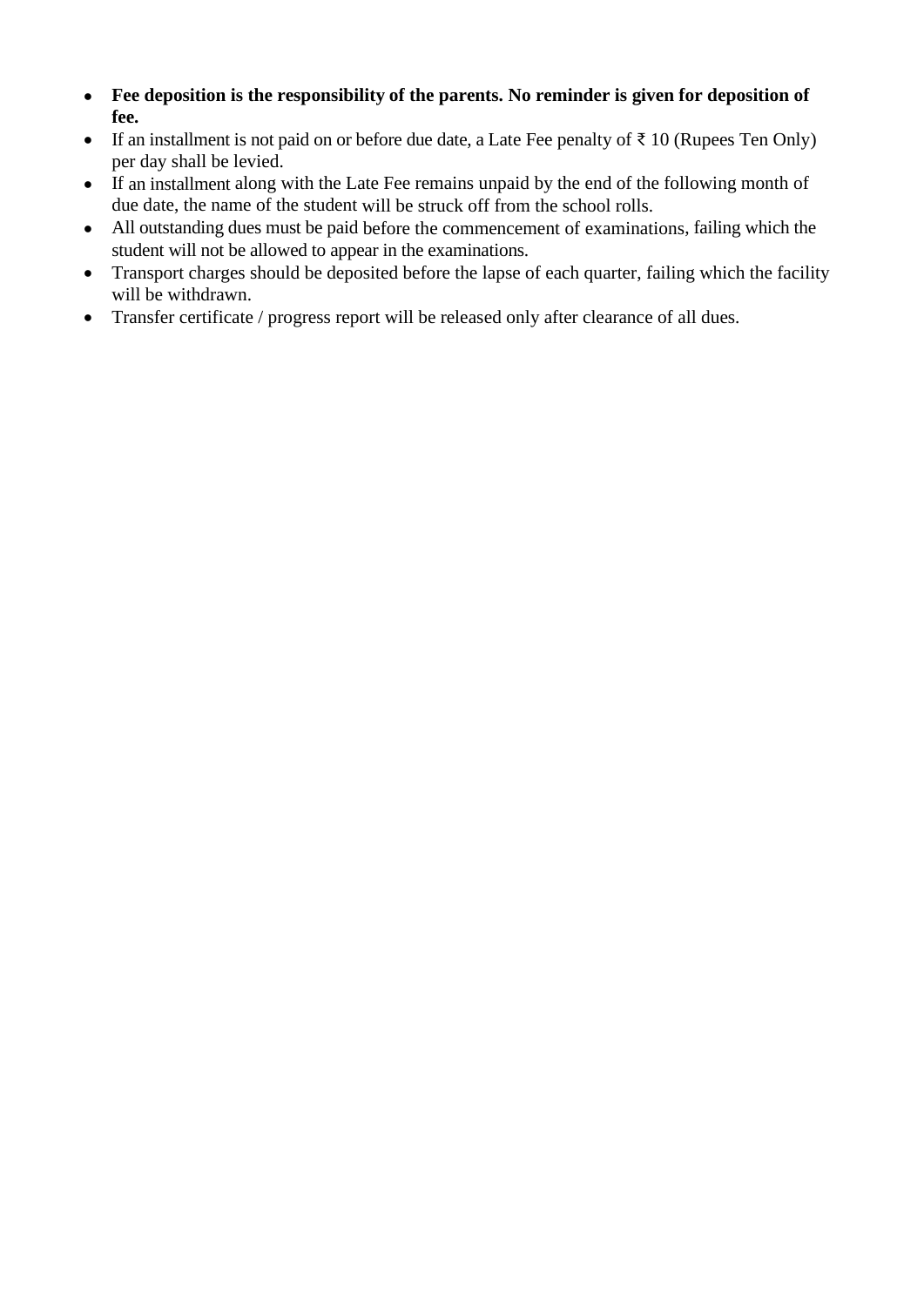- **Fee deposition is the responsibility of the parents. No reminder is given for deposition of fee.**
- If an installment is not paid on or before due date, a Late Fee penalty of ₹ 10 (Rupees Ten Only) per day shall be levied.
- If an installment along with the Late Fee remains unpaid by the end of the following month of due date, the name of the student will be struck off from the school rolls.
- All outstanding dues must be paid before the commencement of examinations, failing which the student will not be allowed to appear in the examinations.
- Transport charges should be deposited before the lapse of each quarter, failing which the facility will be withdrawn.
- Transfer certificate / progress report will be released only after clearance of all dues.